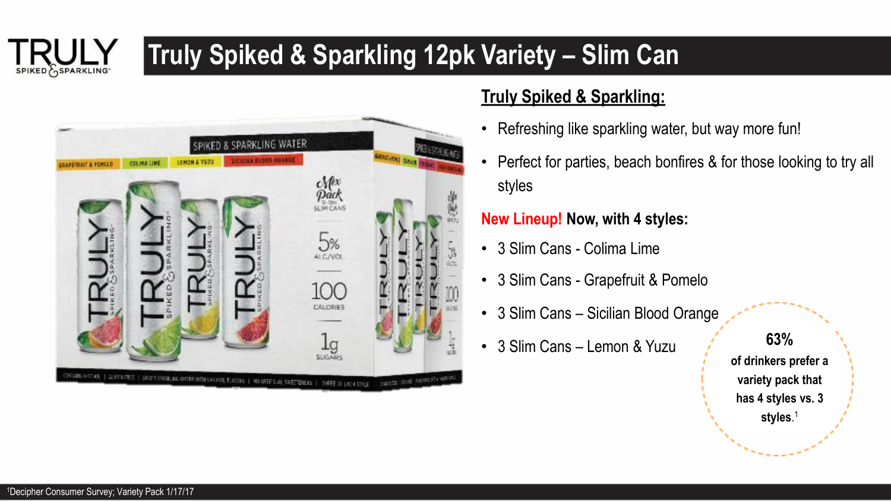# Truly Spiked & Sparkling 12pk Variety – Slim Can

## Truly Spiked & Sparkling:

- Refreshing like sparkling water, but way more fun!
- Perfect for parties, beach bonfires & for those looking to try all styles

**New Lineup! Now, with 4 styles:**

- 3 Slim Cans - Colima Lime
- 3 Slim Cans - Grapefruit & Pomelo
- 3 Slim Cans – Sicilian Blood Orange
- 3 Slim Cans – Lemon & Yuzu

**63%** of drinkers prefer a variety pack that has 4 styles vs. 3 styles.[1]

[1]Decipher Consumer Survey; Variety Pack 1/17/17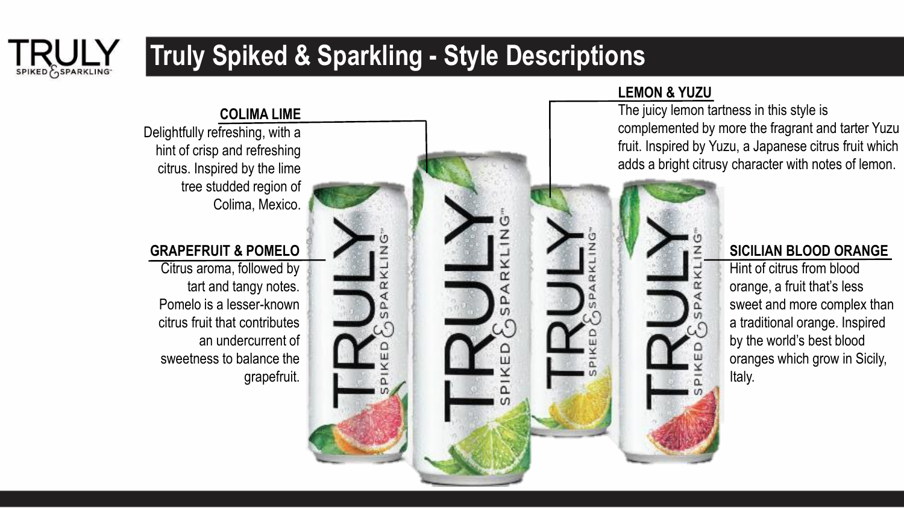# Truly Spiked & Sparkling - Style Descriptions

**COLIMA LIME**

Delightfully refreshing, with a hint of crisp and refreshing citrus. Inspired by the lime tree studded region of Colima, Mexico.

**GRAPEFRUIT & POMELO**

Citrus aroma, followed by tart and tangy notes. Pomelo is a lesser-known citrus fruit that contributes an undercurrent of sweetness to balance the grapefruit.

**LEMON & YUZU**

The juicy lemon tartness in this style is complemented by more the fragrant and tarter Yuzu fruit. Inspired by Yuzu, a Japanese citrus fruit which adds a bright citrusy character with notes of lemon.

**SICILIAN BLOOD ORANGE**

Hint of citrus from blood orange, a fruit that's less sweet and more complex than a traditional orange. Inspired by the world's best blood oranges which grow in Sicily, Italy.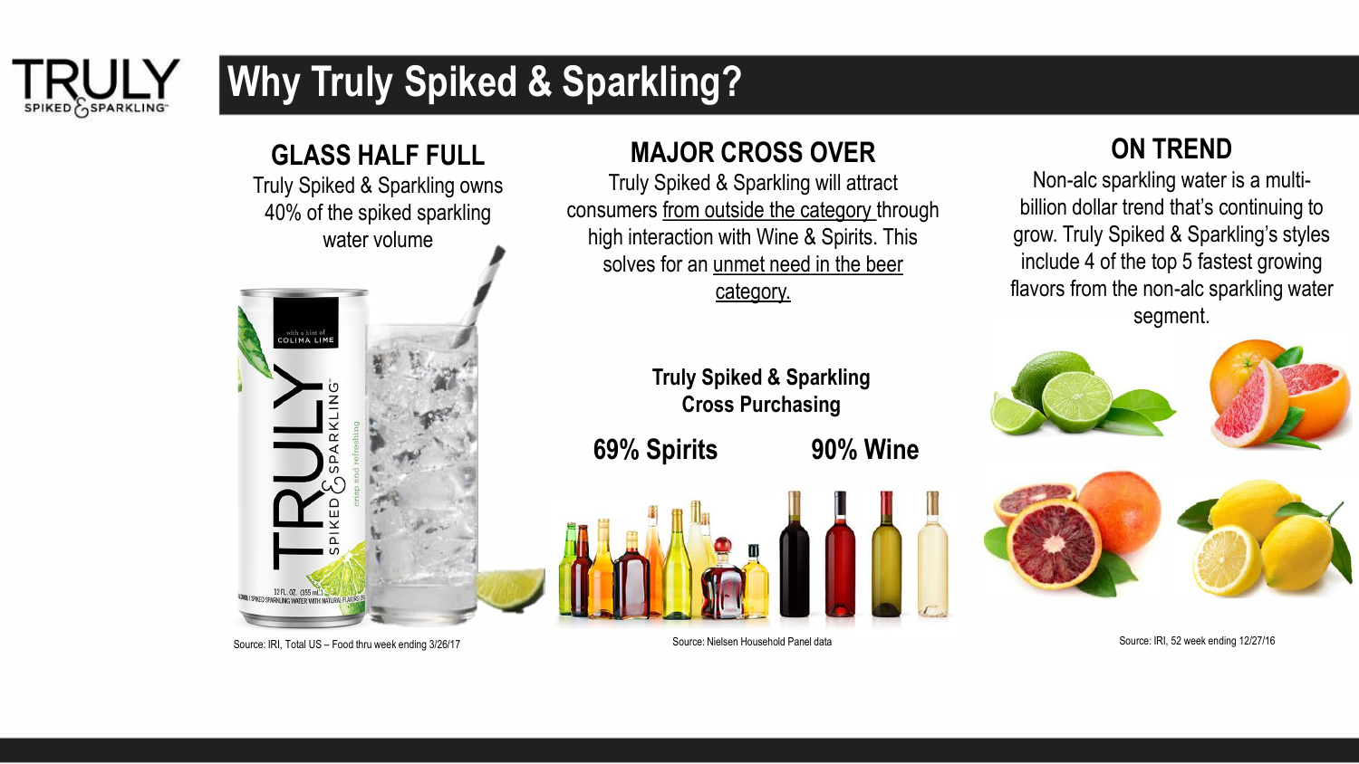# Why Truly Spiked & Sparkling?

## GLASS HALF FULL

Truly Spiked & Sparkling owns 40% of the spiked sparkling water volume

Source: IRI, Total US – Food thru week ending 3/26/17

## MAJOR CROSS OVER

Truly Spiked & Sparkling will attract consumers from outside the category through high interaction with Wine & Spirits. This solves for an unmet need in the beer category.

**Truly Spiked & Sparkling Cross Purchasing**

**69% Spirits**

**90% Wine**

Source: Nielsen Household Panel data

## ON TREND

Non-alc sparkling water is a multi-billion dollar trend that's continuing to grow. Truly Spiked & Sparkling's styles include 4 of the top 5 fastest growing flavors from the non-alc sparkling water segment.

Source: IRI, 52 week ending 12/27/16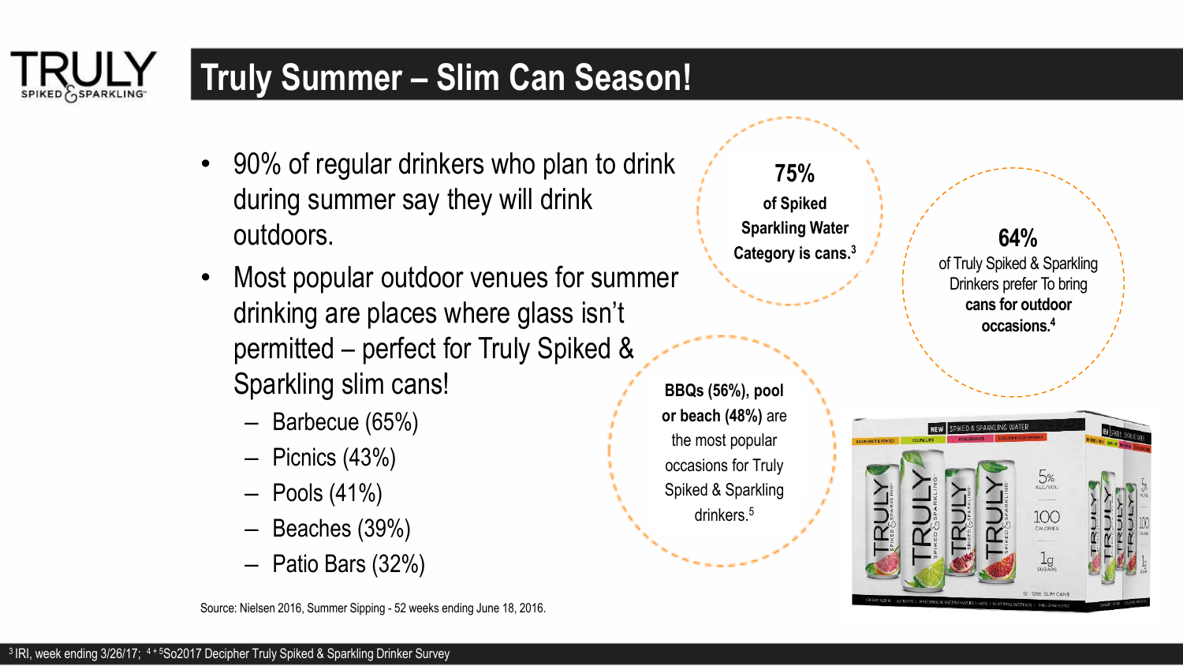# Truly Summer – Slim Can Season!

- 90% of regular drinkers who plan to drink during summer say they will drink outdoors.
- Most popular outdoor venues for summer drinking are places where glass isn't permitted – perfect for Truly Spiked & Sparkling slim cans!
  - Barbecue (65%)
  - Picnics (43%)
  - Pools (41%)
  - Beaches (39%)
  - Patio Bars (32%)

**75%** **of Spiked Sparkling Water Category is cans.**[3]

**64%** of Truly Spiked & Sparkling Drinkers prefer To bring **cans for outdoor occasions.**[4]

**BBQs (56%), pool or beach (48%)** are the most popular occasions for Truly Spiked & Sparkling drinkers.[5]

Source: Nielsen 2016, Summer Sipping - 52 weeks ending June 18, 2016.

[3] IRI, week ending 3/26/17; [4 + 5] So2017 Decipher Truly Spiked & Sparkling Drinker Survey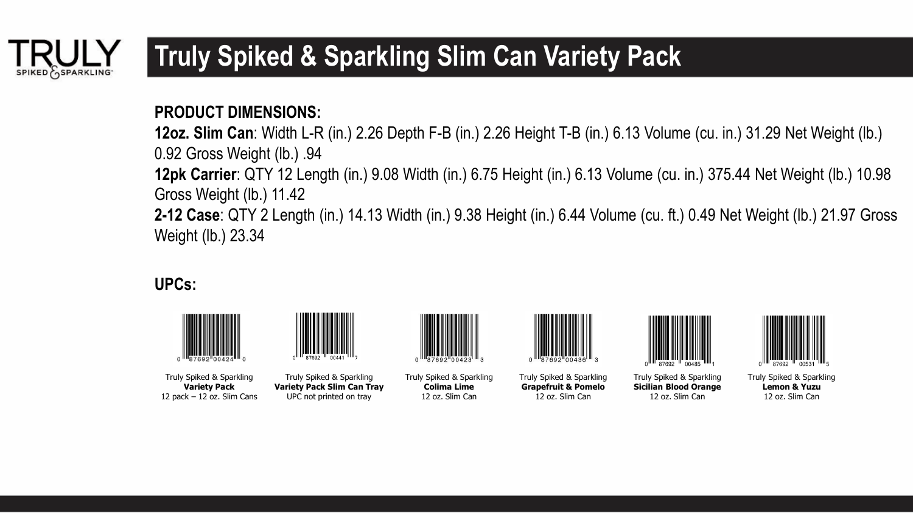# Truly Spiked & Sparkling Slim Can Variety Pack

**PRODUCT DIMENSIONS:**

**12oz. Slim Can**: Width L-R (in.) 2.26 Depth F-B (in.) 2.26 Height T-B (in.) 6.13 Volume (cu. in.) 31.29 Net Weight (lb.) 0.92 Gross Weight (lb.) .94

**12pk Carrier**: QTY 12 Length (in.) 9.08 Width (in.) 6.75 Height (in.) 6.13 Volume (cu. in.) 375.44 Net Weight (lb.) 10.98 Gross Weight (lb.) 11.42

**2-12 Case**: QTY 2 Length (in.) 14.13 Width (in.) 9.38 Height (in.) 6.44 Volume (cu. ft.) 0.49 Net Weight (lb.) 21.97 Gross Weight (lb.) 23.34

**UPCs:**

0 87692 00424 0
Truly Spiked & Sparkling
**Variety Pack**
12 pack – 12 oz. Slim Cans

0 87692 00441 7
Truly Spiked & Sparkling
**Variety Pack Slim Can Tray**
UPC not printed on tray

0 87692 00423 3
Truly Spiked & Sparkling
**Colima Lime**
12 oz. Slim Can

0 87692 00436 3
Truly Spiked & Sparkling
**Grapefruit & Pomelo**
12 oz. Slim Can

0 87692 00485 1
Truly Spiked & Sparkling
**Sicilian Blood Orange**
12 oz. Slim Can

0 87692 00531 5
Truly Spiked & Sparkling
**Lemon & Yuzu**
12 oz. Slim Can